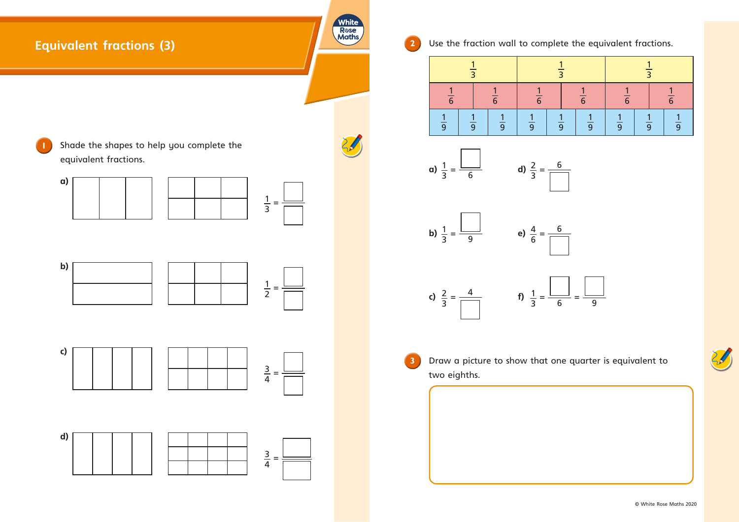# Equivalent fractions (3)

**1** Shade the shapes to help you complete the equivalent fractions.

**a)** $\frac{1}{3} = \frac{\square}{\square}$

**b)** $\frac{1}{2} = \frac{\square}{\square}$

**c)** $\frac{3}{4} = \frac{\square}{\square}$

**d)** $\frac{3}{4} = \frac{\square}{\square}$

**2** Use the fraction wall to complete the equivalent fractions.

| $\frac{1}{3}$ | | | $\frac{1}{3}$ | | | $\frac{1}{3}$ | | |
|---|---|---|---|---|---|---|---|---|
| $\frac{1}{6}$ | $\frac{1}{6}$ | $\frac{1}{6}$ | $\frac{1}{6}$ | $\frac{1}{6}$ | $\frac{1}{6}$ | | | |
| $\frac{1}{9}$ | $\frac{1}{9}$ | $\frac{1}{9}$ | $\frac{1}{9}$ | $\frac{1}{9}$ | $\frac{1}{9}$ | $\frac{1}{9}$ | $\frac{1}{9}$ | $\frac{1}{9}$ |

**a)** $\frac{1}{3} = \frac{\square}{6}$

**b)** $\frac{1}{3} = \frac{\square}{9}$

**c)** $\frac{2}{3} = \frac{4}{\square}$

**d)** $\frac{2}{3} = \frac{6}{\square}$

**e)** $\frac{4}{6} = \frac{6}{\square}$

**f)** $\frac{1}{3} = \frac{\square}{6} = \frac{\square}{9}$

**3** Draw a picture to show that one quarter is equivalent to two eighths.

© White Rose Maths 2020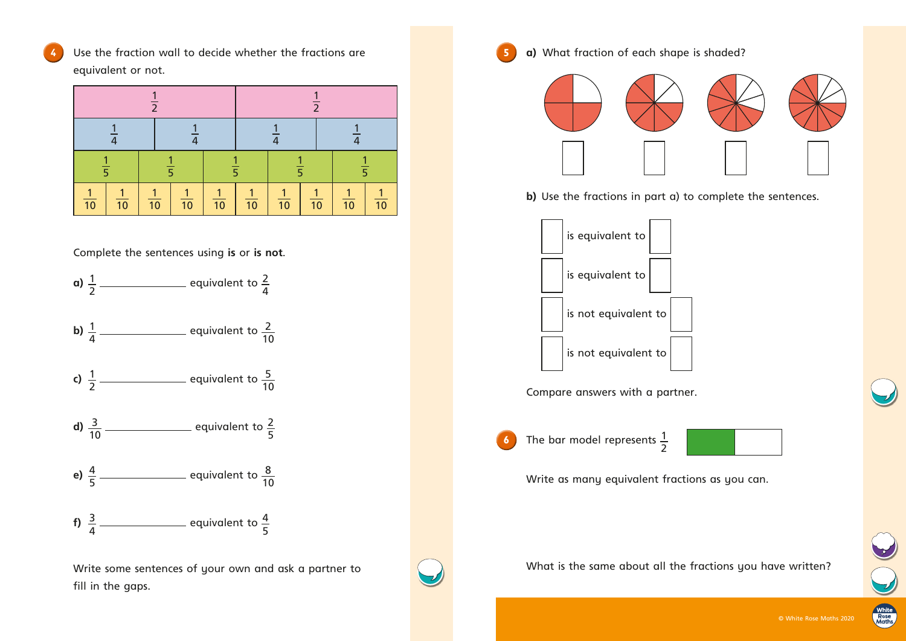**4** Use the fraction wall to decide whether the fractions are equivalent or not.

| | | | | | | | | | | | | | | | | | | | |
|---|---|---|---|---|---|---|---|---|---|---|---|---|---|---|---|---|---|---|---|
| $\frac{1}{2}$ | | | | | | | | | | $\frac{1}{2}$ | | | | | | | | | |
| $\frac{1}{4}$ | | | | | $\frac{1}{4}$ | | | | | $\frac{1}{4}$ | | | | | $\frac{1}{4}$ | | | | |
| $\frac{1}{5}$ | | | | $\frac{1}{5}$ | | | | $\frac{1}{5}$ | | | | $\frac{1}{5}$ | | | | $\frac{1}{5}$ | | | |
| $\frac{1}{10}$ | | $\frac{1}{10}$ | | $\frac{1}{10}$ | | $\frac{1}{10}$ | | $\frac{1}{10}$ | | $\frac{1}{10}$ | | $\frac{1}{10}$ | | $\frac{1}{10}$ | | $\frac{1}{10}$ | | $\frac{1}{10}$ | |

Complete the sentences using **is** or **is not**.

**a)** $\frac{1}{2}$ ______________ equivalent to $\frac{2}{4}$

**b)** $\frac{1}{4}$ ______________ equivalent to $\frac{2}{10}$

**c)** $\frac{1}{2}$ ______________ equivalent to $\frac{5}{10}$

**d)** $\frac{3}{10}$ ______________ equivalent to $\frac{2}{5}$

**e)** $\frac{4}{5}$ ______________ equivalent to $\frac{8}{10}$

**f)** $\frac{3}{4}$ ______________ equivalent to $\frac{4}{5}$

Write some sentences of your own and ask a partner to fill in the gaps.

**5** **a)** What fraction of each shape is shaded?

☐ ☐ ☐ ☐

**b)** Use the fractions in part a) to complete the sentences.

☐ is equivalent to ☐

☐ is equivalent to ☐

☐ is not equivalent to ☐

☐ is not equivalent to ☐

Compare answers with a partner.

**6** The bar model represents $\frac{1}{2}$

Write as many equivalent fractions as you can.

What is the same about all the fractions you have written?